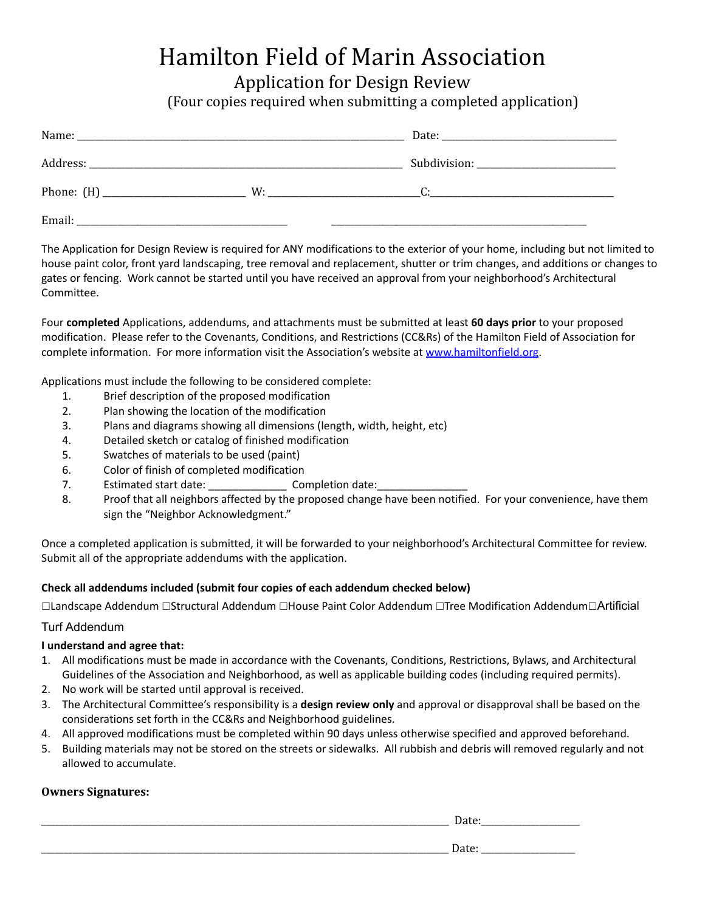# Hamilton Field of Marin Association

## Application for Design Review

(Four copies required when submitting a completed application)

Name: ______________________________ Date: ______________________

Address: ______________________________ Subdivision: ______________________

Phone: (H) ____________________ W: ____________________ C: ______________________

Email: ______________________________ ______________________________

The Application for Design Review is required for ANY modifications to the exterior of your home, including but not limited to house paint color, front yard landscaping, tree removal and replacement, shutter or trim changes, and additions or changes to gates or fencing. Work cannot be started until you have received an approval from your neighborhood's Architectural Committee.

Four **completed** Applications, addendums, and attachments must be submitted at least **60 days prior** to your proposed modification. Please refer to the Covenants, Conditions, and Restrictions (CC&Rs) of the Hamilton Field of Association for complete information. For more information visit the Association's website at www.hamiltonfield.org.

Applications must include the following to be considered complete:

1. Brief description of the proposed modification
2. Plan showing the location of the modification
3. Plans and diagrams showing all dimensions (length, width, height, etc)
4. Detailed sketch or catalog of finished modification
5. Swatches of materials to be used (paint)
6. Color of finish of completed modification
7. Estimated start date: _____________ Completion date: _______________
8. Proof that all neighbors affected by the proposed change have been notified. For your convenience, have them sign the "Neighbor Acknowledgment."

Once a completed application is submitted, it will be forwarded to your neighborhood's Architectural Committee for review. Submit all of the appropriate addendums with the application.

**Check all addendums included (submit four copies of each addendum checked below)**

☐Landscape Addendum ☐Structural Addendum ☐House Paint Color Addendum ☐Tree Modification Addendum ☐Artificial Turf Addendum

**I understand and agree that:**

1. All modifications must be made in accordance with the Covenants, Conditions, Restrictions, Bylaws, and Architectural Guidelines of the Association and Neighborhood, as well as applicable building codes (including required permits).
2. No work will be started until approval is received.
3. The Architectural Committee's responsibility is a **design review only** and approval or disapproval shall be based on the considerations set forth in the CC&Rs and Neighborhood guidelines.
4. All approved modifications must be completed within 90 days unless otherwise specified and approved beforehand.
5. Building materials may not be stored on the streets or sidewalks. All rubbish and debris will removed regularly and not allowed to accumulate.

**Owners Signatures:**

______________________________________________ Date: _______________

______________________________________________ Date: _______________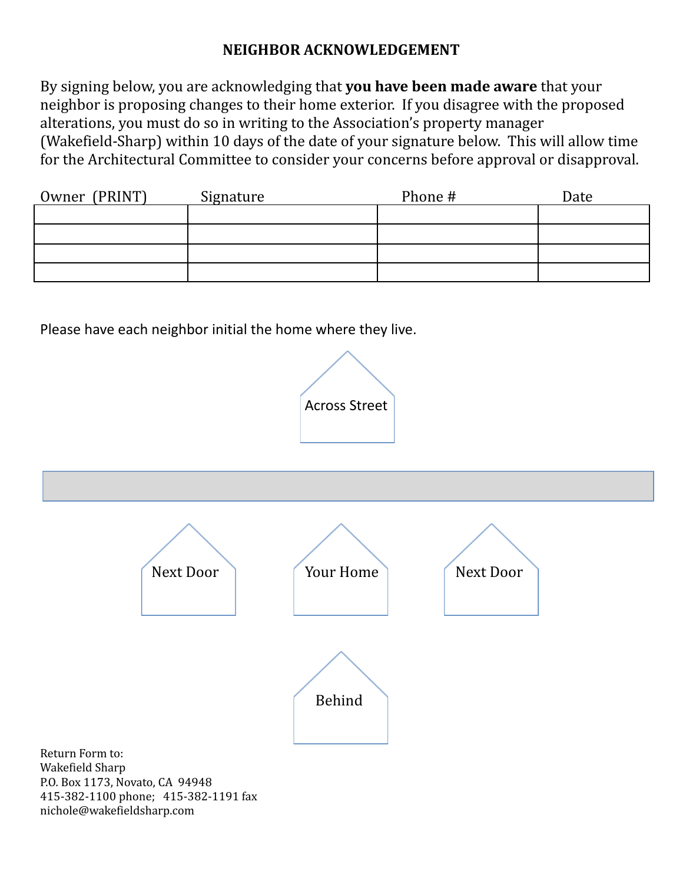# NEIGHBOR ACKNOWLEDGEMENT

By signing below, you are acknowledging that **you have been made aware** that your neighbor is proposing changes to their home exterior. If you disagree with the proposed alterations, you must do so in writing to the Association's property manager (Wakefield-Sharp) within 10 days of the date of your signature below. This will allow time for the Architectural Committee to consider your concerns before approval or disapproval.

| Owner (PRINT) | Signature | Phone # | Date |
| --- | --- | --- | --- |
| | | | |
| | | | |
| | | | |
| | | | |

Please have each neighbor initial the home where they live.

Across Street

Next Door

Your Home

Next Door

Behind

Return Form to:
Wakefield Sharp
P.O. Box 1173, Novato, CA 94948
415-382-1100 phone; 415-382-1191 fax
nichole@wakefieldsharp.com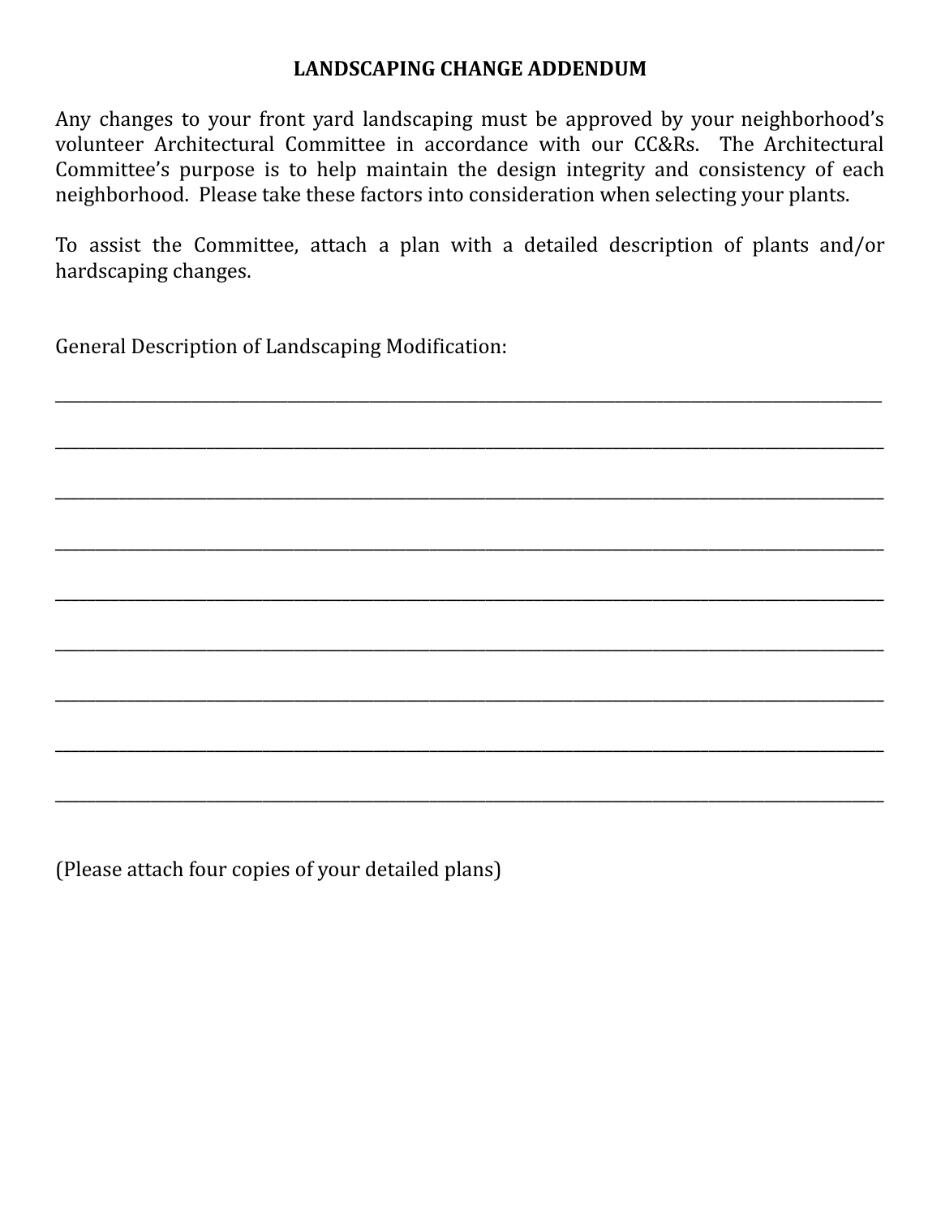**LANDSCAPING CHANGE ADDENDUM**

Any changes to your front yard landscaping must be approved by your neighborhood's volunteer Architectural Committee in accordance with our CC&Rs. The Architectural Committee's purpose is to help maintain the design integrity and consistency of each neighborhood. Please take these factors into consideration when selecting your plants.

To assist the Committee, attach a plan with a detailed description of plants and/or hardscaping changes.

General Description of Landscaping Modification:

______________________________________________________________________________

______________________________________________________________________________

______________________________________________________________________________

______________________________________________________________________________

______________________________________________________________________________

______________________________________________________________________________

______________________________________________________________________________

______________________________________________________________________________

______________________________________________________________________________

(Please attach four copies of your detailed plans)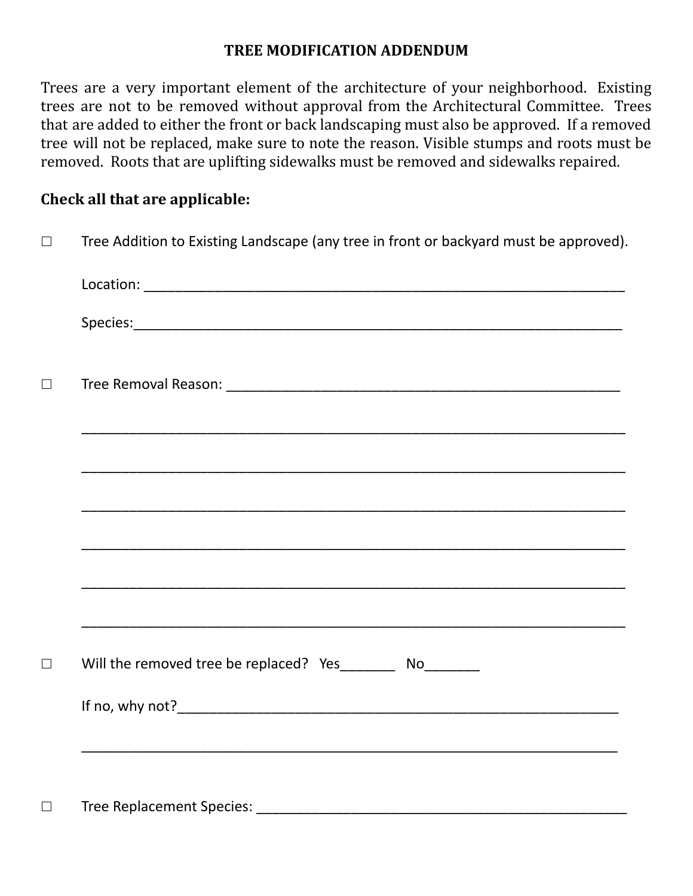# TREE MODIFICATION ADDENDUM

Trees are a very important element of the architecture of your neighborhood. Existing trees are not to be removed without approval from the Architectural Committee. Trees that are added to either the front or back landscaping must also be approved. If a removed tree will not be replaced, make sure to note the reason. Visible stumps and roots must be removed. Roots that are uplifting sidewalks must be removed and sidewalks repaired.

**Check all that are applicable:**

☐ Tree Addition to Existing Landscape (any tree in front or backyard must be approved).

Location: ___________________________________________________________________

Species:_____________________________________________________________________

☐ Tree Removal Reason: ______________________________________________________

_____________________________________________________________________________

_____________________________________________________________________________

_____________________________________________________________________________

_____________________________________________________________________________

_____________________________________________________________________________

_____________________________________________________________________________

☐ Will the removed tree be replaced? Yes_______ No_______

If no, why not?_______________________________________________________________

_____________________________________________________________________________

☐ Tree Replacement Species: ___________________________________________________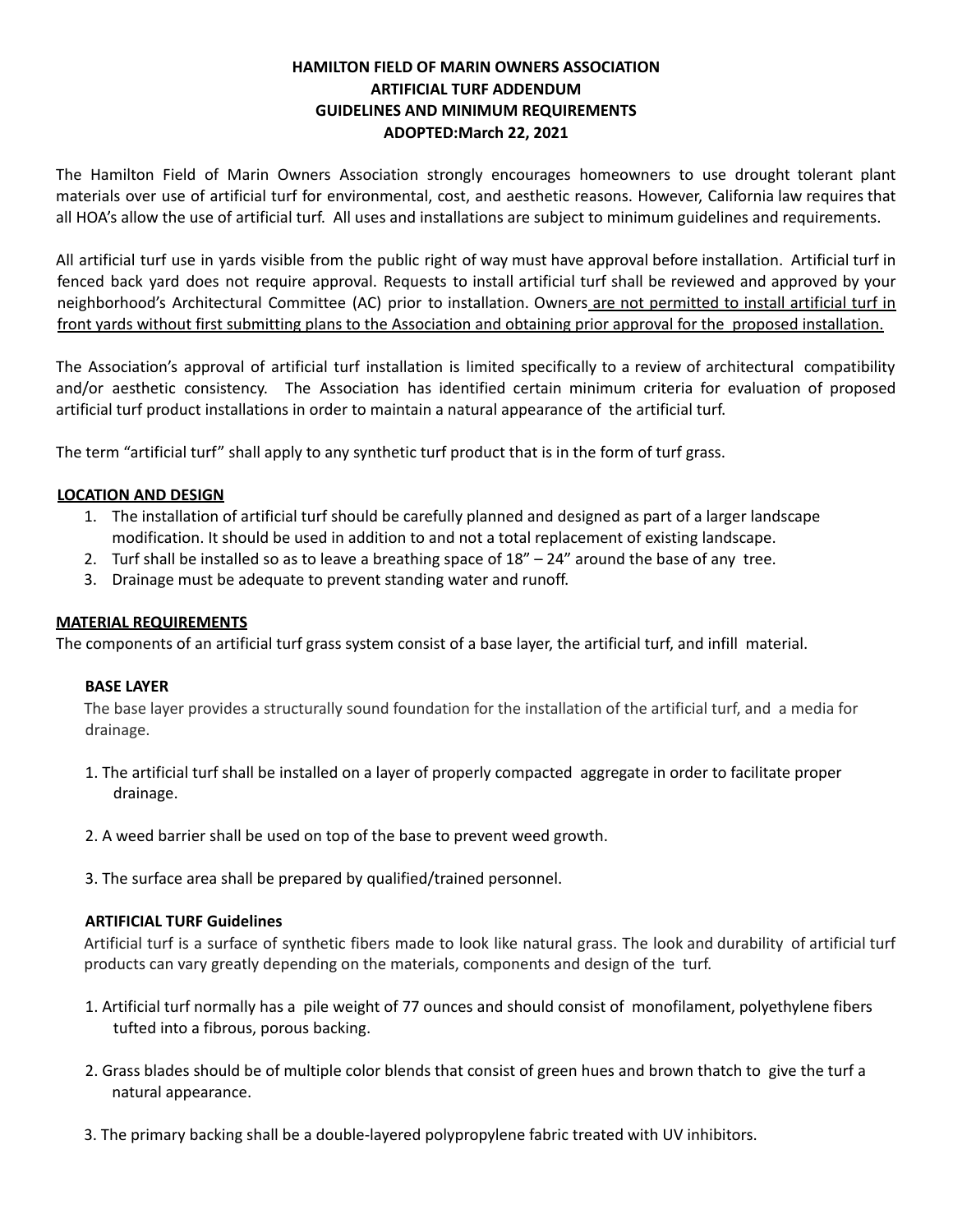**HAMILTON FIELD OF MARIN OWNERS ASSOCIATION**
**ARTIFICIAL TURF ADDENDUM**
**GUIDELINES AND MINIMUM REQUIREMENTS**
**ADOPTED:March 22, 2021**

The Hamilton Field of Marin Owners Association strongly encourages homeowners to use drought tolerant plant materials over use of artificial turf for environmental, cost, and aesthetic reasons. However, California law requires that all HOA's allow the use of artificial turf. All uses and installations are subject to minimum guidelines and requirements.

All artificial turf use in yards visible from the public right of way must have approval before installation. Artificial turf in fenced back yard does not require approval. Requests to install artificial turf shall be reviewed and approved by your neighborhood's Architectural Committee (AC) prior to installation. Owners are not permitted to install artificial turf in front yards without first submitting plans to the Association and obtaining prior approval for the proposed installation.

The Association's approval of artificial turf installation is limited specifically to a review of architectural compatibility and/or aesthetic consistency. The Association has identified certain minimum criteria for evaluation of proposed artificial turf product installations in order to maintain a natural appearance of the artificial turf.

The term "artificial turf" shall apply to any synthetic turf product that is in the form of turf grass.

**LOCATION AND DESIGN**

1. The installation of artificial turf should be carefully planned and designed as part of a larger landscape modification. It should be used in addition to and not a total replacement of existing landscape.
2. Turf shall be installed so as to leave a breathing space of 18" – 24" around the base of any tree.
3. Drainage must be adequate to prevent standing water and runoff.

**MATERIAL REQUIREMENTS**

The components of an artificial turf grass system consist of a base layer, the artificial turf, and infill material.

**BASE LAYER**

The base layer provides a structurally sound foundation for the installation of the artificial turf, and a media for drainage.

1. The artificial turf shall be installed on a layer of properly compacted aggregate in order to facilitate proper drainage.
2. A weed barrier shall be used on top of the base to prevent weed growth.
3. The surface area shall be prepared by qualified/trained personnel.

**ARTIFICIAL TURF Guidelines**

Artificial turf is a surface of synthetic fibers made to look like natural grass. The look and durability of artificial turf products can vary greatly depending on the materials, components and design of the turf.

1. Artificial turf normally has a pile weight of 77 ounces and should consist of monofilament, polyethylene fibers tufted into a fibrous, porous backing.
2. Grass blades should be of multiple color blends that consist of green hues and brown thatch to give the turf a natural appearance.
3. The primary backing shall be a double-layered polypropylene fabric treated with UV inhibitors.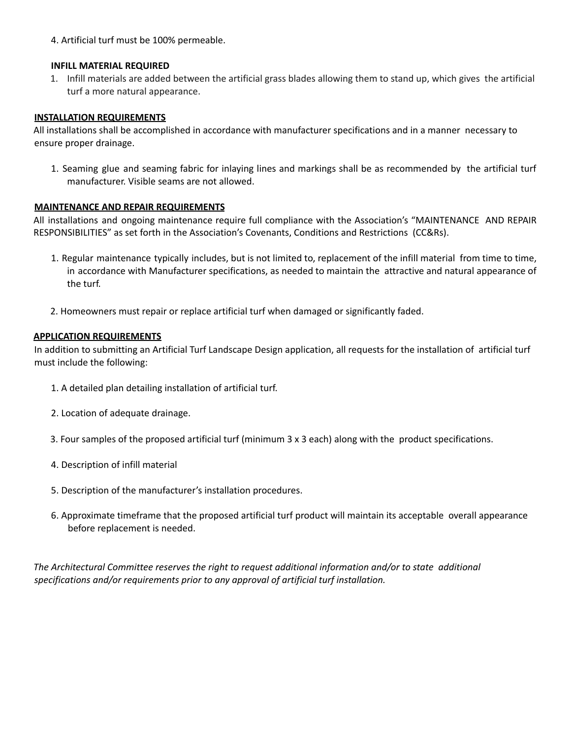4. Artificial turf must be 100% permeable.

**INFILL MATERIAL REQUIRED**

1. Infill materials are added between the artificial grass blades allowing them to stand up, which gives the artificial turf a more natural appearance.

## INSTALLATION REQUIREMENTS

All installations shall be accomplished in accordance with manufacturer specifications and in a manner necessary to ensure proper drainage.

1. Seaming glue and seaming fabric for inlaying lines and markings shall be as recommended by the artificial turf manufacturer. Visible seams are not allowed.

## MAINTENANCE AND REPAIR REQUIREMENTS

All installations and ongoing maintenance require full compliance with the Association's "MAINTENANCE AND REPAIR RESPONSIBILITIES" as set forth in the Association's Covenants, Conditions and Restrictions (CC&Rs).

1. Regular maintenance typically includes, but is not limited to, replacement of the infill material from time to time, in accordance with Manufacturer specifications, as needed to maintain the attractive and natural appearance of the turf.

2. Homeowners must repair or replace artificial turf when damaged or significantly faded.

## APPLICATION REQUIREMENTS

In addition to submitting an Artificial Turf Landscape Design application, all requests for the installation of artificial turf must include the following:

1. A detailed plan detailing installation of artificial turf.

2. Location of adequate drainage.

3. Four samples of the proposed artificial turf (minimum 3 x 3 each) along with the product specifications.

4. Description of infill material

5. Description of the manufacturer's installation procedures.

6. Approximate timeframe that the proposed artificial turf product will maintain its acceptable overall appearance before replacement is needed.

*The Architectural Committee reserves the right to request additional information and/or to state additional specifications and/or requirements prior to any approval of artificial turf installation.*